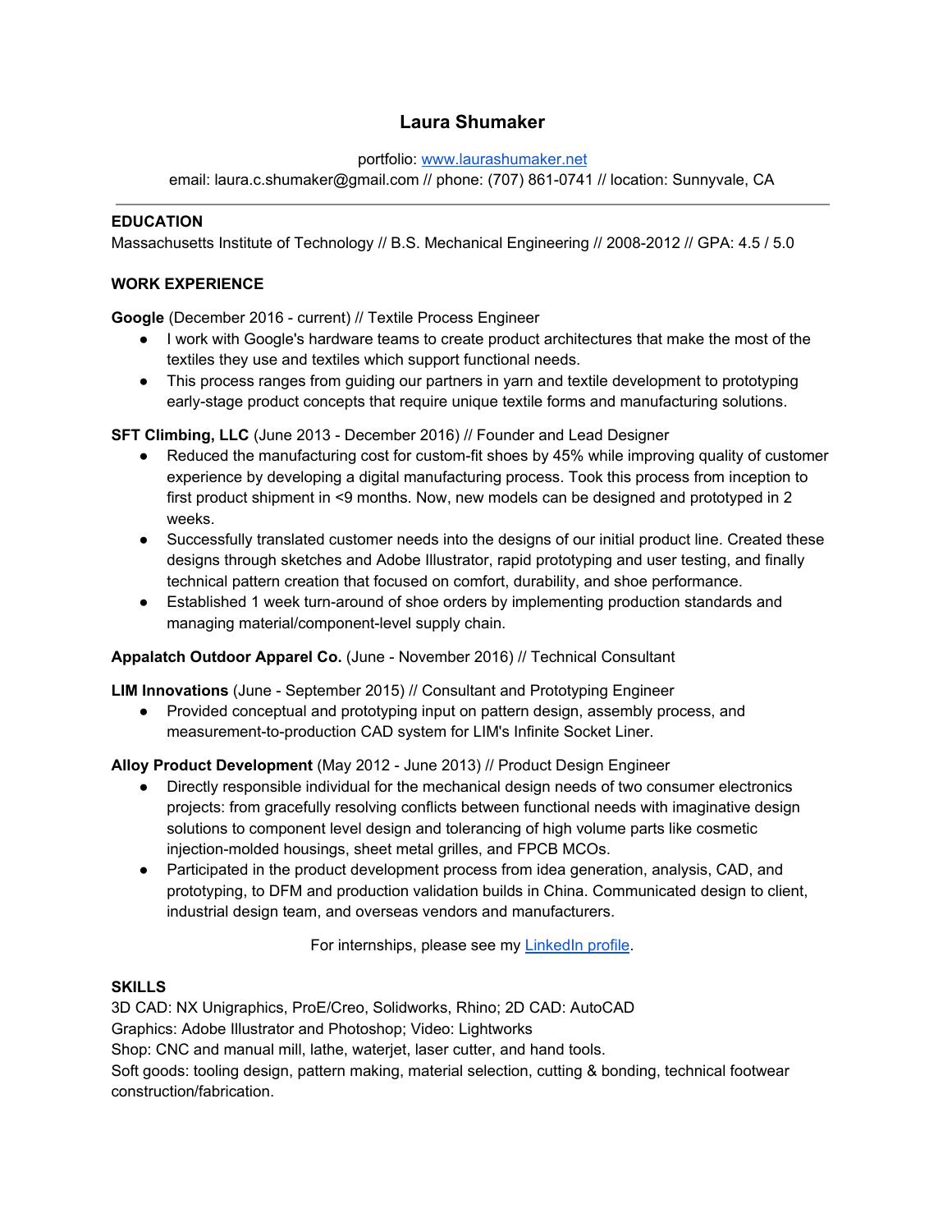# Laura Shumaker

portfolio: [www.laurashumaker.net](http://www.laurashumaker.net)
email: laura.c.shumaker@gmail.com // phone: (707) 861-0741 // location: Sunnyvale, CA

---

## EDUCATION

Massachusetts Institute of Technology // B.S. Mechanical Engineering // 2008-2012 // GPA: 4.5 / 5.0

## WORK EXPERIENCE

**Google** (December 2016 - current) // Textile Process Engineer

- I work with Google's hardware teams to create product architectures that make the most of the textiles they use and textiles which support functional needs.
- This process ranges from guiding our partners in yarn and textile development to prototyping early-stage product concepts that require unique textile forms and manufacturing solutions.

**SFT Climbing, LLC** (June 2013 - December 2016) // Founder and Lead Designer

- Reduced the manufacturing cost for custom-fit shoes by 45% while improving quality of customer experience by developing a digital manufacturing process. Took this process from inception to first product shipment in <9 months. Now, new models can be designed and prototyped in 2 weeks.
- Successfully translated customer needs into the designs of our initial product line. Created these designs through sketches and Adobe Illustrator, rapid prototyping and user testing, and finally technical pattern creation that focused on comfort, durability, and shoe performance.
- Established 1 week turn-around of shoe orders by implementing production standards and managing material/component-level supply chain.

**Appalatch Outdoor Apparel Co.** (June - November 2016) // Technical Consultant

**LIM Innovations** (June - September 2015) // Consultant and Prototyping Engineer

- Provided conceptual and prototyping input on pattern design, assembly process, and measurement-to-production CAD system for LIM's Infinite Socket Liner.

**Alloy Product Development** (May 2012 - June 2013) // Product Design Engineer

- Directly responsible individual for the mechanical design needs of two consumer electronics projects: from gracefully resolving conflicts between functional needs with imaginative design solutions to component level design and tolerancing of high volume parts like cosmetic injection-molded housings, sheet metal grilles, and FPCB MCOs.
- Participated in the product development process from idea generation, analysis, CAD, and prototyping, to DFM and production validation builds in China. Communicated design to client, industrial design team, and overseas vendors and manufacturers.

For internships, please see my [LinkedIn profile](#).

## SKILLS

3D CAD: NX Unigraphics, ProE/Creo, Solidworks, Rhino; 2D CAD: AutoCAD
Graphics: Adobe Illustrator and Photoshop; Video: Lightworks
Shop: CNC and manual mill, lathe, waterjet, laser cutter, and hand tools.
Soft goods: tooling design, pattern making, material selection, cutting & bonding, technical footwear construction/fabrication.